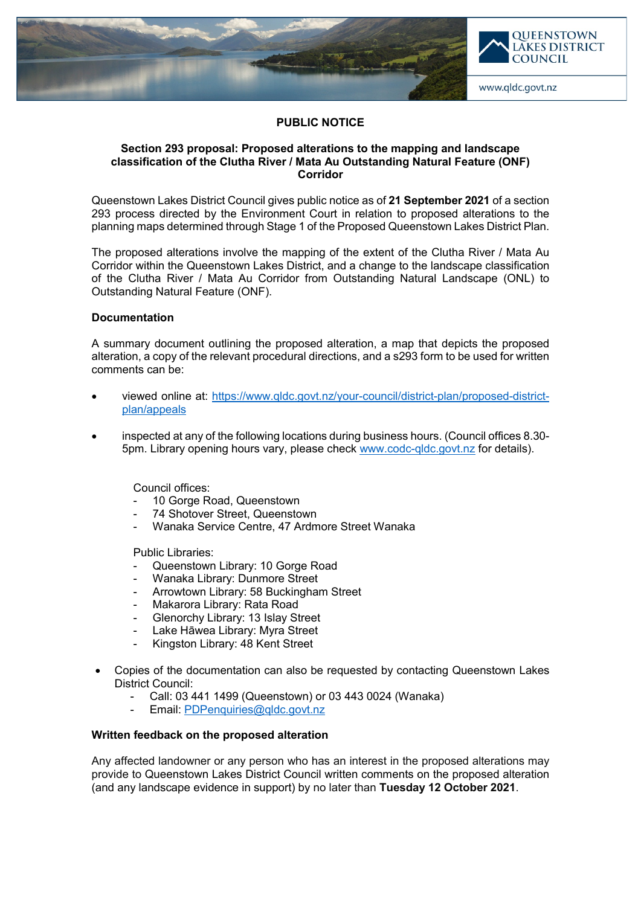# PUBLIC NOTICE

## Section 293 proposal: Proposed alterations to the mapping and landscape classification of the Clutha River / Mata Au Outstanding Natural Feature (ONF) Corridor

Queenstown Lakes District Council gives public notice as of **21 September 2021** of a section 293 process directed by the Environment Court in relation to proposed alterations to the planning maps determined through Stage 1 of the Proposed Queenstown Lakes District Plan.

The proposed alterations involve the mapping of the extent of the Clutha River / Mata Au Corridor within the Queenstown Lakes District, and a change to the landscape classification of the Clutha River / Mata Au Corridor from Outstanding Natural Landscape (ONL) to Outstanding Natural Feature (ONF).

### Documentation

A summary document outlining the proposed alteration, a map that depicts the proposed alteration, a copy of the relevant procedural directions, and a s293 form to be used for written comments can be:

- viewed online at: https://www.qldc.govt.nz/your-council/district-plan/proposed-district-plan/appeals

- inspected at any of the following locations during business hours. (Council offices 8.30-5pm. Library opening hours vary, please check www.codc-qldc.govt.nz for details).

  Council offices:
  - 10 Gorge Road, Queenstown
  - 74 Shotover Street, Queenstown
  - Wanaka Service Centre, 47 Ardmore Street Wanaka

  Public Libraries:
  - Queenstown Library: 10 Gorge Road
  - Wanaka Library: Dunmore Street
  - Arrowtown Library: 58 Buckingham Street
  - Makarora Library: Rata Road
  - Glenorchy Library: 13 Islay Street
  - Lake Hāwea Library: Myra Street
  - Kingston Library: 48 Kent Street

- Copies of the documentation can also be requested by contacting Queenstown Lakes District Council:
  - Call: 03 441 1499 (Queenstown) or 03 443 0024 (Wanaka)
  - Email: PDPenquiries@qldc.govt.nz

### Written feedback on the proposed alteration

Any affected landowner or any person who has an interest in the proposed alterations may provide to Queenstown Lakes District Council written comments on the proposed alteration (and any landscape evidence in support) by no later than **Tuesday 12 October 2021**.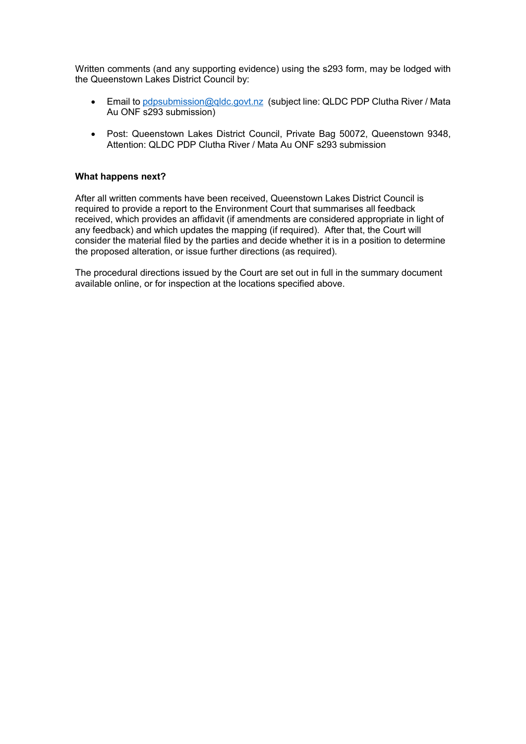Written comments (and any supporting evidence) using the s293 form, may be lodged with the Queenstown Lakes District Council by:

- Email to pdpsubmission@qldc.govt.nz (subject line: QLDC PDP Clutha River / Mata Au ONF s293 submission)
- Post: Queenstown Lakes District Council, Private Bag 50072, Queenstown 9348, Attention: QLDC PDP Clutha River / Mata Au ONF s293 submission

**What happens next?**

After all written comments have been received, Queenstown Lakes District Council is required to provide a report to the Environment Court that summarises all feedback received, which provides an affidavit (if amendments are considered appropriate in light of any feedback) and which updates the mapping (if required). After that, the Court will consider the material filed by the parties and decide whether it is in a position to determine the proposed alteration, or issue further directions (as required).

The procedural directions issued by the Court are set out in full in the summary document available online, or for inspection at the locations specified above.